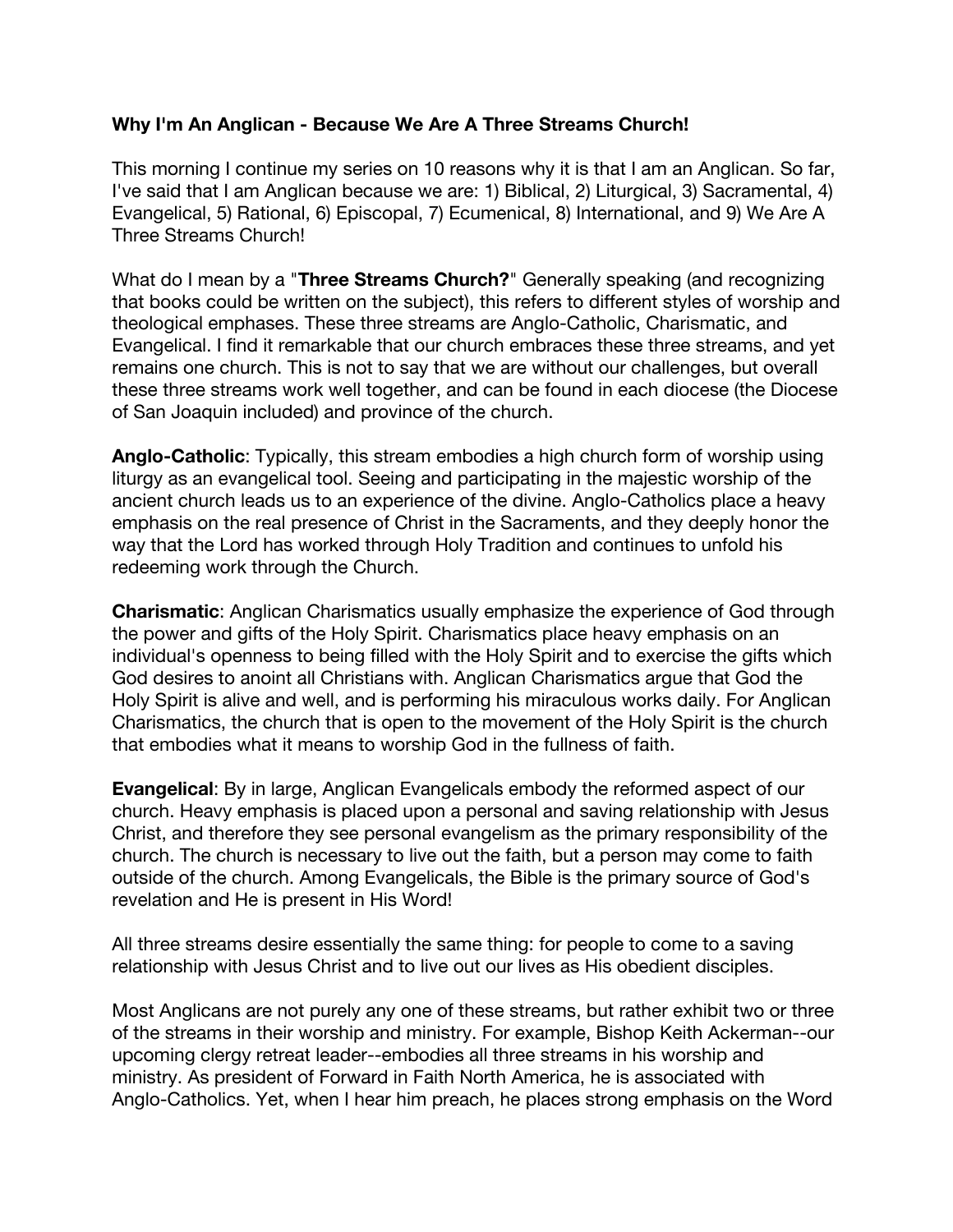**Why I'm An Anglican - Because We Are A Three Streams Church!**

This morning I continue my series on 10 reasons why it is that I am an Anglican. So far, I've said that I am Anglican because we are: 1) Biblical, 2) Liturgical, 3) Sacramental, 4) Evangelical, 5) Rational, 6) Episcopal, 7) Ecumenical, 8) International, and 9) We Are A Three Streams Church!

What do I mean by a "**Three Streams Church?**" Generally speaking (and recognizing that books could be written on the subject), this refers to different styles of worship and theological emphases. These three streams are Anglo-Catholic, Charismatic, and Evangelical. I find it remarkable that our church embraces these three streams, and yet remains one church. This is not to say that we are without our challenges, but overall these three streams work well together, and can be found in each diocese (the Diocese of San Joaquin included) and province of the church.

**Anglo-Catholic**: Typically, this stream embodies a high church form of worship using liturgy as an evangelical tool. Seeing and participating in the majestic worship of the ancient church leads us to an experience of the divine. Anglo-Catholics place a heavy emphasis on the real presence of Christ in the Sacraments, and they deeply honor the way that the Lord has worked through Holy Tradition and continues to unfold his redeeming work through the Church.

**Charismatic**: Anglican Charismatics usually emphasize the experience of God through the power and gifts of the Holy Spirit. Charismatics place heavy emphasis on an individual's openness to being filled with the Holy Spirit and to exercise the gifts which God desires to anoint all Christians with. Anglican Charismatics argue that God the Holy Spirit is alive and well, and is performing his miraculous works daily. For Anglican Charismatics, the church that is open to the movement of the Holy Spirit is the church that embodies what it means to worship God in the fullness of faith.

**Evangelical**: By in large, Anglican Evangelicals embody the reformed aspect of our church. Heavy emphasis is placed upon a personal and saving relationship with Jesus Christ, and therefore they see personal evangelism as the primary responsibility of the church. The church is necessary to live out the faith, but a person may come to faith outside of the church. Among Evangelicals, the Bible is the primary source of God's revelation and He is present in His Word!

All three streams desire essentially the same thing: for people to come to a saving relationship with Jesus Christ and to live out our lives as His obedient disciples.

Most Anglicans are not purely any one of these streams, but rather exhibit two or three of the streams in their worship and ministry. For example, Bishop Keith Ackerman--our upcoming clergy retreat leader--embodies all three streams in his worship and ministry. As president of Forward in Faith North America, he is associated with Anglo-Catholics. Yet, when I hear him preach, he places strong emphasis on the Word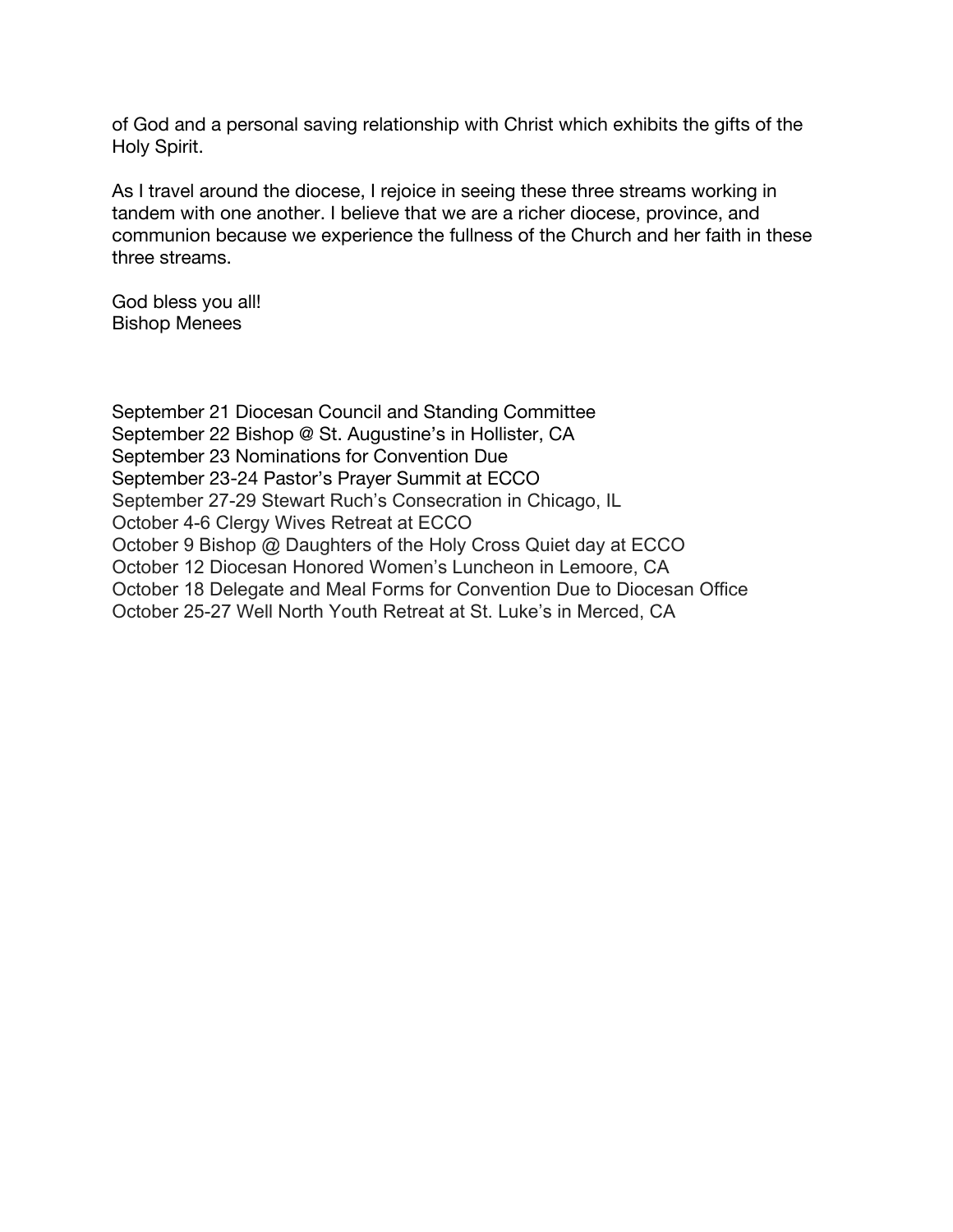of God and a personal saving relationship with Christ which exhibits the gifts of the Holy Spirit.

As I travel around the diocese, I rejoice in seeing these three streams working in tandem with one another. I believe that we are a richer diocese, province, and communion because we experience the fullness of the Church and her faith in these three streams.

God bless you all!
Bishop Menees

September 21 Diocesan Council and Standing Committee
September 22 Bishop @ St. Augustine's in Hollister, CA
September 23 Nominations for Convention Due
September 23-24 Pastor's Prayer Summit at ECCO
September 27-29 Stewart Ruch's Consecration in Chicago, IL
October 4-6 Clergy Wives Retreat at ECCO
October 9 Bishop @ Daughters of the Holy Cross Quiet day at ECCO
October 12 Diocesan Honored Women's Luncheon in Lemoore, CA
October 18 Delegate and Meal Forms for Convention Due to Diocesan Office
October 25-27 Well North Youth Retreat at St. Luke's in Merced, CA